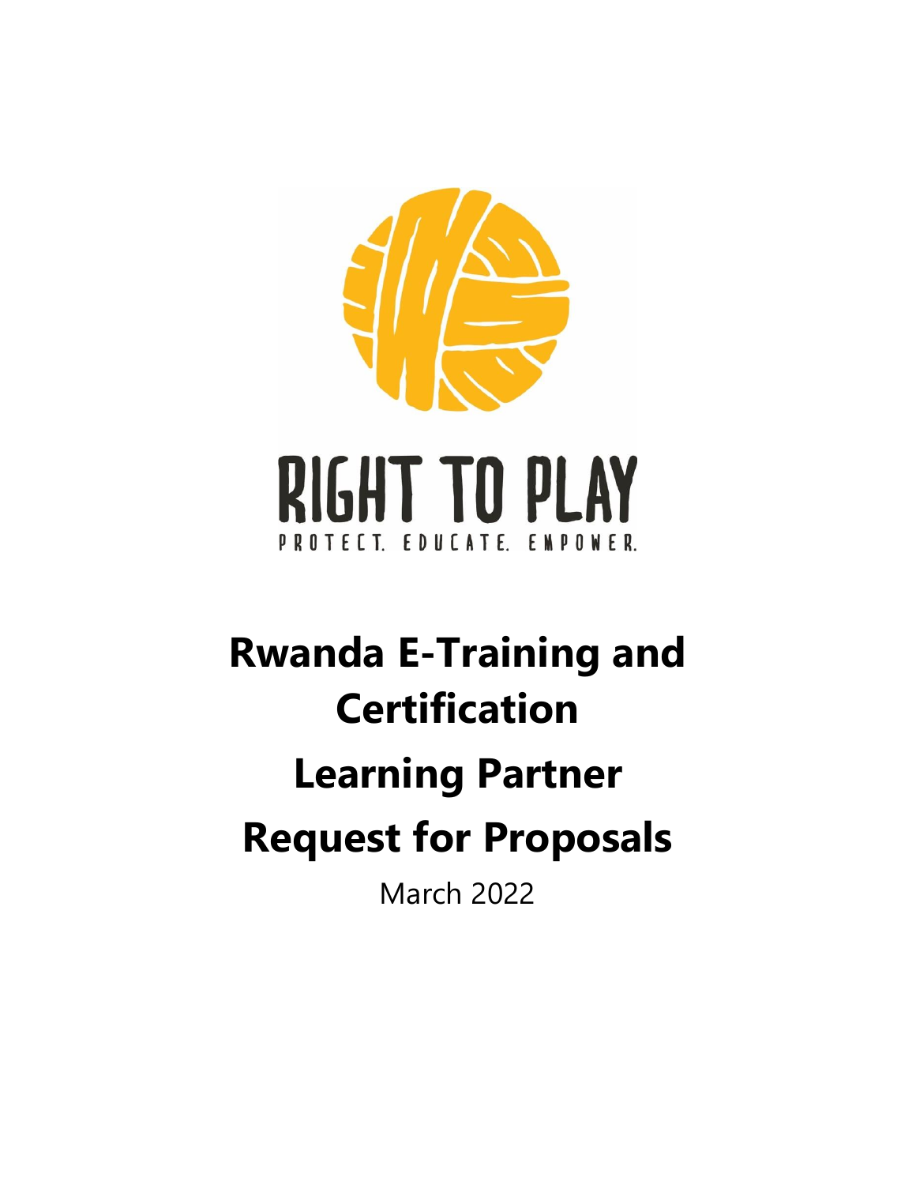RIGHT TO PLAY

PROTECT. EDUCATE. EMPOWER.

# Rwanda E-Training and Certification

# Learning Partner

# Request for Proposals

March 2022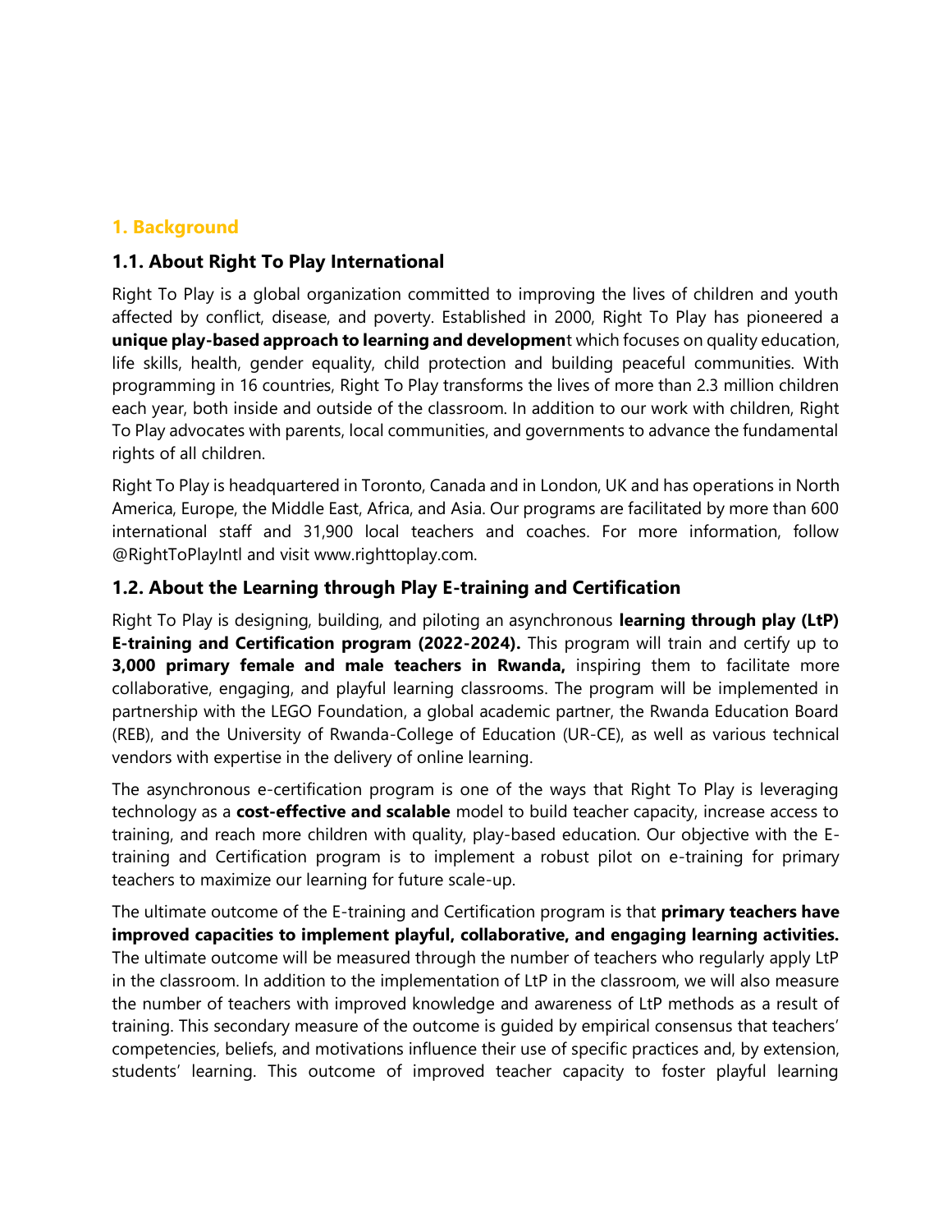## 1. Background

### 1.1. About Right To Play International

Right To Play is a global organization committed to improving the lives of children and youth affected by conflict, disease, and poverty. Established in 2000, Right To Play has pioneered a **unique play-based approach to learning and developmen**t which focuses on quality education, life skills, health, gender equality, child protection and building peaceful communities. With programming in 16 countries, Right To Play transforms the lives of more than 2.3 million children each year, both inside and outside of the classroom. In addition to our work with children, Right To Play advocates with parents, local communities, and governments to advance the fundamental rights of all children.

Right To Play is headquartered in Toronto, Canada and in London, UK and has operations in North America, Europe, the Middle East, Africa, and Asia. Our programs are facilitated by more than 600 international staff and 31,900 local teachers and coaches. For more information, follow @RightToPlayIntl and visit www.righttoplay.com.

### 1.2. About the Learning through Play E-training and Certification

Right To Play is designing, building, and piloting an asynchronous **learning through play (LtP) E-training and Certification program (2022-2024).** This program will train and certify up to **3,000 primary female and male teachers in Rwanda,** inspiring them to facilitate more collaborative, engaging, and playful learning classrooms. The program will be implemented in partnership with the LEGO Foundation, a global academic partner, the Rwanda Education Board (REB), and the University of Rwanda-College of Education (UR-CE), as well as various technical vendors with expertise in the delivery of online learning.

The asynchronous e-certification program is one of the ways that Right To Play is leveraging technology as a **cost-effective and scalable** model to build teacher capacity, increase access to training, and reach more children with quality, play-based education. Our objective with the E-training and Certification program is to implement a robust pilot on e-training for primary teachers to maximize our learning for future scale-up.

The ultimate outcome of the E-training and Certification program is that **primary teachers have improved capacities to implement playful, collaborative, and engaging learning activities.** The ultimate outcome will be measured through the number of teachers who regularly apply LtP in the classroom. In addition to the implementation of LtP in the classroom, we will also measure the number of teachers with improved knowledge and awareness of LtP methods as a result of training. This secondary measure of the outcome is guided by empirical consensus that teachers' competencies, beliefs, and motivations influence their use of specific practices and, by extension, students' learning. This outcome of improved teacher capacity to foster playful learning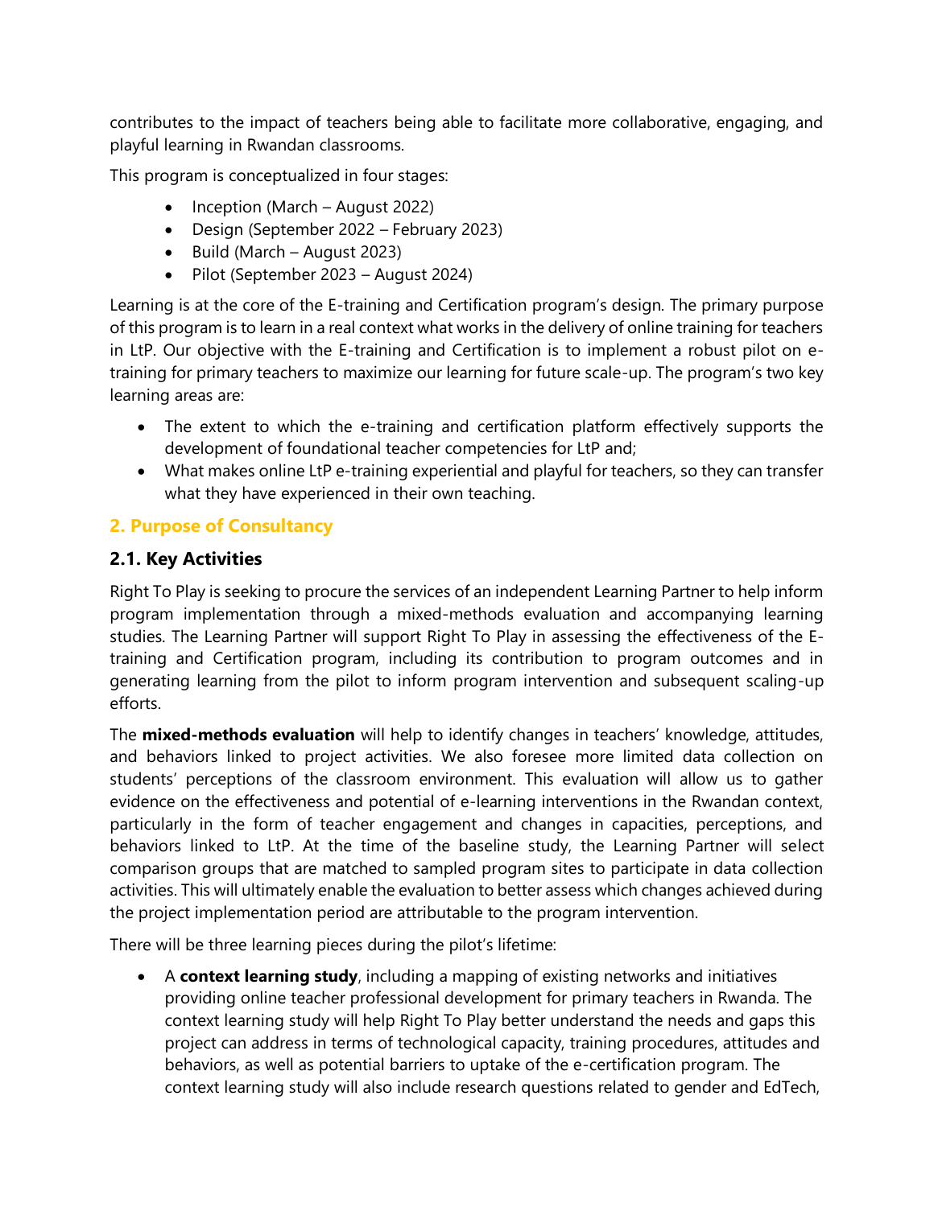contributes to the impact of teachers being able to facilitate more collaborative, engaging, and playful learning in Rwandan classrooms.

This program is conceptualized in four stages:

- Inception (March – August 2022)
- Design (September 2022 – February 2023)
- Build (March – August 2023)
- Pilot (September 2023 – August 2024)

Learning is at the core of the E-training and Certification program's design. The primary purpose of this program is to learn in a real context what works in the delivery of online training for teachers in LtP. Our objective with the E-training and Certification is to implement a robust pilot on e-training for primary teachers to maximize our learning for future scale-up. The program's two key learning areas are:

- The extent to which the e-training and certification platform effectively supports the development of foundational teacher competencies for LtP and;
- What makes online LtP e-training experiential and playful for teachers, so they can transfer what they have experienced in their own teaching.

## 2. Purpose of Consultancy

### 2.1. Key Activities

Right To Play is seeking to procure the services of an independent Learning Partner to help inform program implementation through a mixed-methods evaluation and accompanying learning studies. The Learning Partner will support Right To Play in assessing the effectiveness of the E-training and Certification program, including its contribution to program outcomes and in generating learning from the pilot to inform program intervention and subsequent scaling-up efforts.

The **mixed-methods evaluation** will help to identify changes in teachers' knowledge, attitudes, and behaviors linked to project activities. We also foresee more limited data collection on students' perceptions of the classroom environment. This evaluation will allow us to gather evidence on the effectiveness and potential of e-learning interventions in the Rwandan context, particularly in the form of teacher engagement and changes in capacities, perceptions, and behaviors linked to LtP. At the time of the baseline study, the Learning Partner will select comparison groups that are matched to sampled program sites to participate in data collection activities. This will ultimately enable the evaluation to better assess which changes achieved during the project implementation period are attributable to the program intervention.

There will be three learning pieces during the pilot's lifetime:

- A **context learning study**, including a mapping of existing networks and initiatives providing online teacher professional development for primary teachers in Rwanda. The context learning study will help Right To Play better understand the needs and gaps this project can address in terms of technological capacity, training procedures, attitudes and behaviors, as well as potential barriers to uptake of the e-certification program. The context learning study will also include research questions related to gender and EdTech,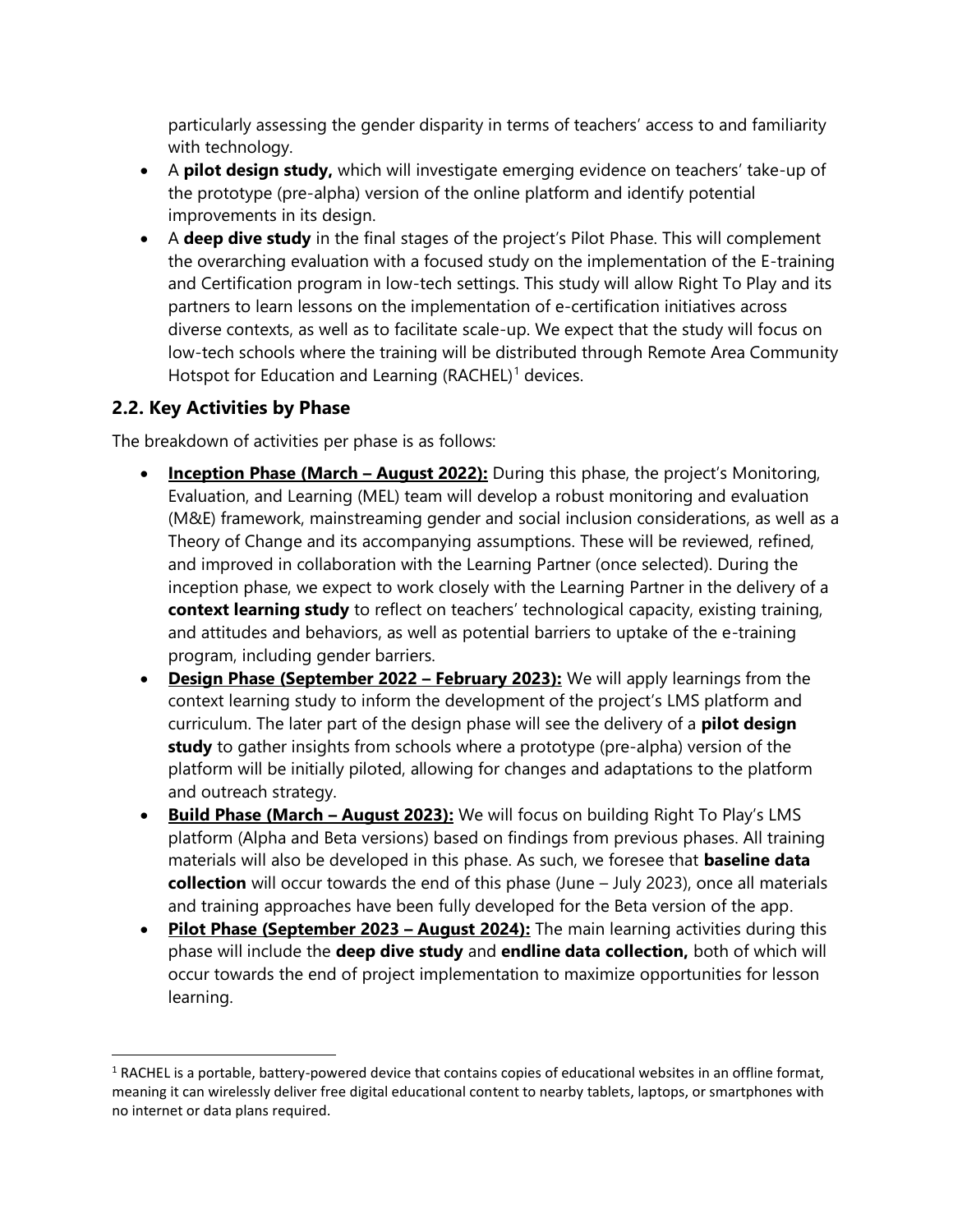particularly assessing the gender disparity in terms of teachers' access to and familiarity with technology.

- A **pilot design study,** which will investigate emerging evidence on teachers' take-up of the prototype (pre-alpha) version of the online platform and identify potential improvements in its design.
- A **deep dive study** in the final stages of the project's Pilot Phase. This will complement the overarching evaluation with a focused study on the implementation of the E-training and Certification program in low-tech settings. This study will allow Right To Play and its partners to learn lessons on the implementation of e-certification initiatives across diverse contexts, as well as to facilitate scale-up. We expect that the study will focus on low-tech schools where the training will be distributed through Remote Area Community Hotspot for Education and Learning (RACHEL)[1] devices.

## 2.2. Key Activities by Phase

The breakdown of activities per phase is as follows:

- **Inception Phase (March – August 2022):** During this phase, the project's Monitoring, Evaluation, and Learning (MEL) team will develop a robust monitoring and evaluation (M&E) framework, mainstreaming gender and social inclusion considerations, as well as a Theory of Change and its accompanying assumptions. These will be reviewed, refined, and improved in collaboration with the Learning Partner (once selected). During the inception phase, we expect to work closely with the Learning Partner in the delivery of a **context learning study** to reflect on teachers' technological capacity, existing training, and attitudes and behaviors, as well as potential barriers to uptake of the e-training program, including gender barriers.
- **Design Phase (September 2022 – February 2023):** We will apply learnings from the context learning study to inform the development of the project's LMS platform and curriculum. The later part of the design phase will see the delivery of a **pilot design study** to gather insights from schools where a prototype (pre-alpha) version of the platform will be initially piloted, allowing for changes and adaptations to the platform and outreach strategy.
- **Build Phase (March – August 2023):** We will focus on building Right To Play's LMS platform (Alpha and Beta versions) based on findings from previous phases. All training materials will also be developed in this phase. As such, we foresee that **baseline data collection** will occur towards the end of this phase (June – July 2023), once all materials and training approaches have been fully developed for the Beta version of the app.
- **Pilot Phase (September 2023 – August 2024):** The main learning activities during this phase will include the **deep dive study** and **endline data collection,** both of which will occur towards the end of project implementation to maximize opportunities for lesson learning.

[1] RACHEL is a portable, battery-powered device that contains copies of educational websites in an offline format, meaning it can wirelessly deliver free digital educational content to nearby tablets, laptops, or smartphones with no internet or data plans required.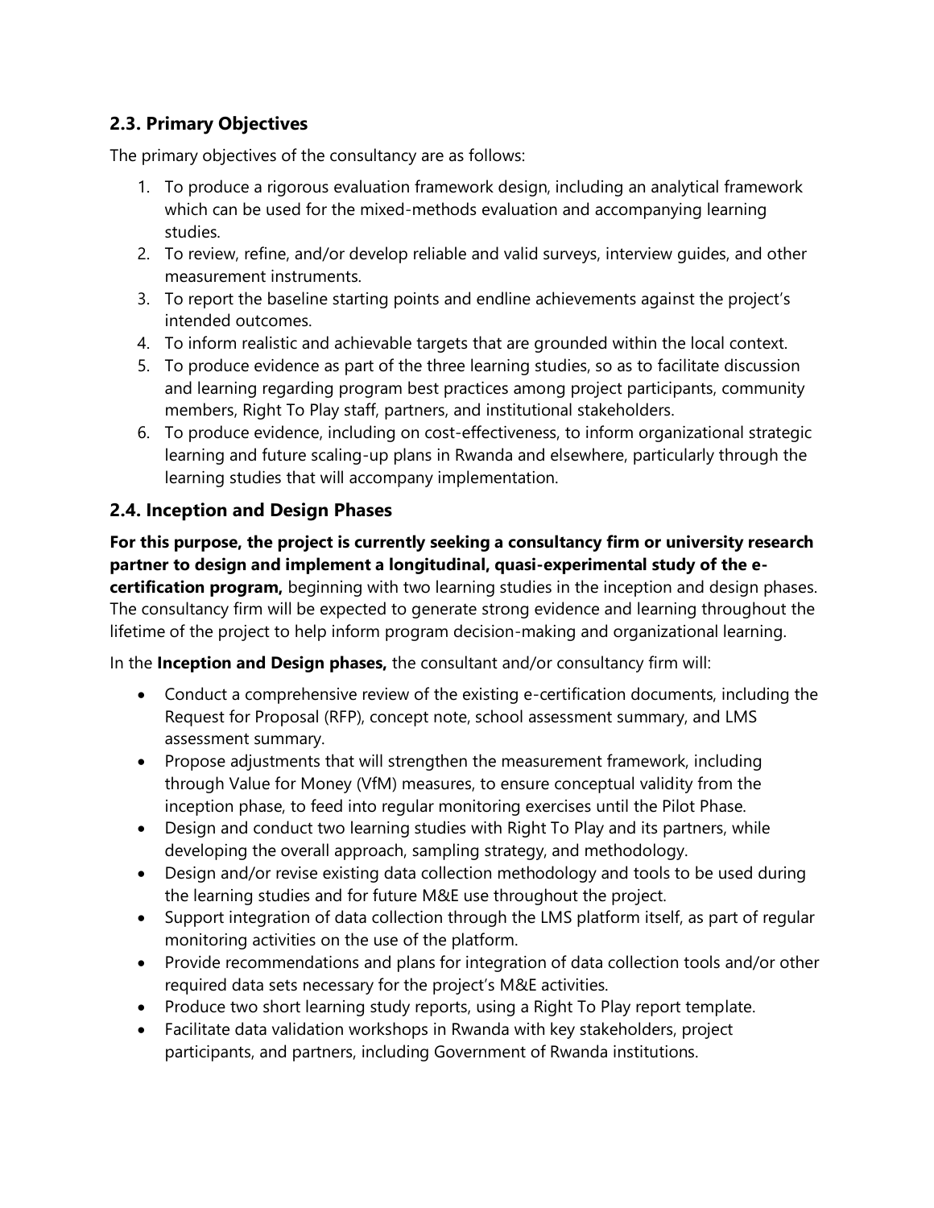## 2.3. Primary Objectives

The primary objectives of the consultancy are as follows:

1. To produce a rigorous evaluation framework design, including an analytical framework which can be used for the mixed-methods evaluation and accompanying learning studies.
2. To review, refine, and/or develop reliable and valid surveys, interview guides, and other measurement instruments.
3. To report the baseline starting points and endline achievements against the project's intended outcomes.
4. To inform realistic and achievable targets that are grounded within the local context.
5. To produce evidence as part of the three learning studies, so as to facilitate discussion and learning regarding program best practices among project participants, community members, Right To Play staff, partners, and institutional stakeholders.
6. To produce evidence, including on cost-effectiveness, to inform organizational strategic learning and future scaling-up plans in Rwanda and elsewhere, particularly through the learning studies that will accompany implementation.

## 2.4. Inception and Design Phases

**For this purpose, the project is currently seeking a consultancy firm or university research partner to design and implement a longitudinal, quasi-experimental study of the e-certification program,** beginning with two learning studies in the inception and design phases. The consultancy firm will be expected to generate strong evidence and learning throughout the lifetime of the project to help inform program decision-making and organizational learning.

In the **Inception and Design phases,** the consultant and/or consultancy firm will:

- Conduct a comprehensive review of the existing e-certification documents, including the Request for Proposal (RFP), concept note, school assessment summary, and LMS assessment summary.
- Propose adjustments that will strengthen the measurement framework, including through Value for Money (VfM) measures, to ensure conceptual validity from the inception phase, to feed into regular monitoring exercises until the Pilot Phase.
- Design and conduct two learning studies with Right To Play and its partners, while developing the overall approach, sampling strategy, and methodology.
- Design and/or revise existing data collection methodology and tools to be used during the learning studies and for future M&E use throughout the project.
- Support integration of data collection through the LMS platform itself, as part of regular monitoring activities on the use of the platform.
- Provide recommendations and plans for integration of data collection tools and/or other required data sets necessary for the project's M&E activities.
- Produce two short learning study reports, using a Right To Play report template.
- Facilitate data validation workshops in Rwanda with key stakeholders, project participants, and partners, including Government of Rwanda institutions.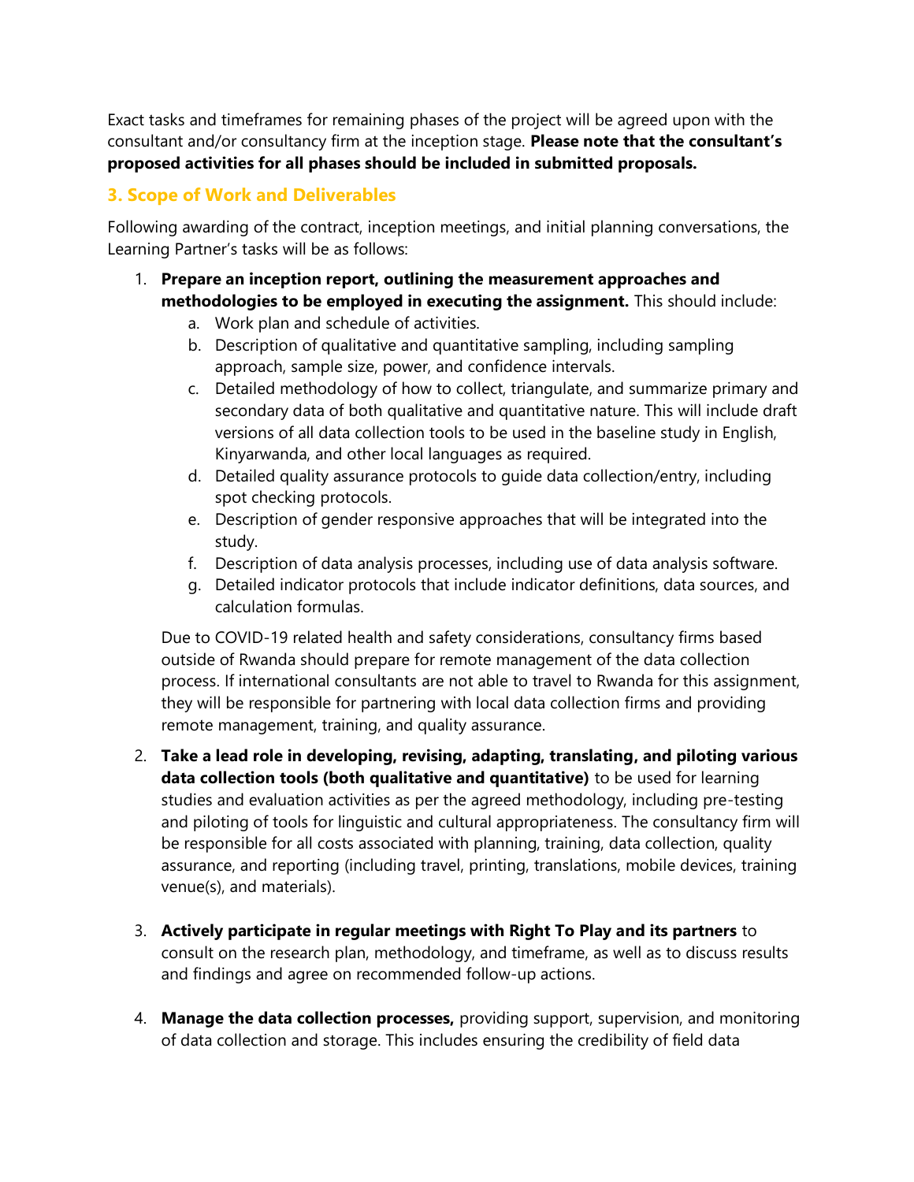Exact tasks and timeframes for remaining phases of the project will be agreed upon with the consultant and/or consultancy firm at the inception stage. **Please note that the consultant's proposed activities for all phases should be included in submitted proposals.**

## 3. Scope of Work and Deliverables

Following awarding of the contract, inception meetings, and initial planning conversations, the Learning Partner's tasks will be as follows:

1. **Prepare an inception report, outlining the measurement approaches and methodologies to be employed in executing the assignment.** This should include:
    a. Work plan and schedule of activities.
    b. Description of qualitative and quantitative sampling, including sampling approach, sample size, power, and confidence intervals.
    c. Detailed methodology of how to collect, triangulate, and summarize primary and secondary data of both qualitative and quantitative nature. This will include draft versions of all data collection tools to be used in the baseline study in English, Kinyarwanda, and other local languages as required.
    d. Detailed quality assurance protocols to guide data collection/entry, including spot checking protocols.
    e. Description of gender responsive approaches that will be integrated into the study.
    f. Description of data analysis processes, including use of data analysis software.
    g. Detailed indicator protocols that include indicator definitions, data sources, and calculation formulas.

    Due to COVID-19 related health and safety considerations, consultancy firms based outside of Rwanda should prepare for remote management of the data collection process. If international consultants are not able to travel to Rwanda for this assignment, they will be responsible for partnering with local data collection firms and providing remote management, training, and quality assurance.

2. **Take a lead role in developing, revising, adapting, translating, and piloting various data collection tools (both qualitative and quantitative)** to be used for learning studies and evaluation activities as per the agreed methodology, including pre-testing and piloting of tools for linguistic and cultural appropriateness. The consultancy firm will be responsible for all costs associated with planning, training, data collection, quality assurance, and reporting (including travel, printing, translations, mobile devices, training venue(s), and materials).

3. **Actively participate in regular meetings with Right To Play and its partners** to consult on the research plan, methodology, and timeframe, as well as to discuss results and findings and agree on recommended follow-up actions.

4. **Manage the data collection processes,** providing support, supervision, and monitoring of data collection and storage. This includes ensuring the credibility of field data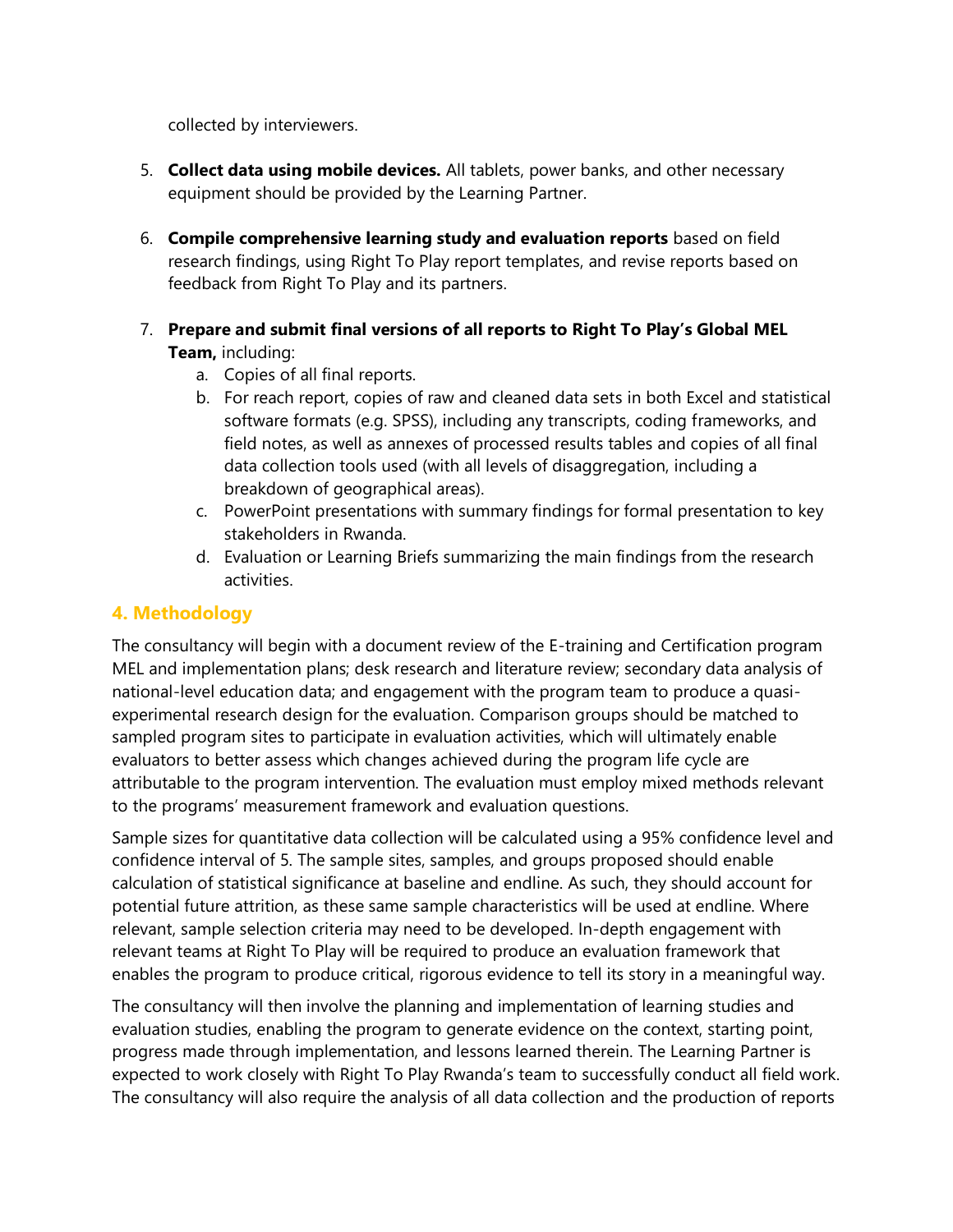collected by interviewers.

5. **Collect data using mobile devices.** All tablets, power banks, and other necessary equipment should be provided by the Learning Partner.

6. **Compile comprehensive learning study and evaluation reports** based on field research findings, using Right To Play report templates, and revise reports based on feedback from Right To Play and its partners.

7. **Prepare and submit final versions of all reports to Right To Play's Global MEL Team,** including:
   a. Copies of all final reports.
   b. For reach report, copies of raw and cleaned data sets in both Excel and statistical software formats (e.g. SPSS), including any transcripts, coding frameworks, and field notes, as well as annexes of processed results tables and copies of all final data collection tools used (with all levels of disaggregation, including a breakdown of geographical areas).
   c. PowerPoint presentations with summary findings for formal presentation to key stakeholders in Rwanda.
   d. Evaluation or Learning Briefs summarizing the main findings from the research activities.

## 4. Methodology

The consultancy will begin with a document review of the E-training and Certification program MEL and implementation plans; desk research and literature review; secondary data analysis of national-level education data; and engagement with the program team to produce a quasi-experimental research design for the evaluation. Comparison groups should be matched to sampled program sites to participate in evaluation activities, which will ultimately enable evaluators to better assess which changes achieved during the program life cycle are attributable to the program intervention. The evaluation must employ mixed methods relevant to the programs' measurement framework and evaluation questions.

Sample sizes for quantitative data collection will be calculated using a 95% confidence level and confidence interval of 5. The sample sites, samples, and groups proposed should enable calculation of statistical significance at baseline and endline. As such, they should account for potential future attrition, as these same sample characteristics will be used at endline. Where relevant, sample selection criteria may need to be developed. In-depth engagement with relevant teams at Right To Play will be required to produce an evaluation framework that enables the program to produce critical, rigorous evidence to tell its story in a meaningful way.

The consultancy will then involve the planning and implementation of learning studies and evaluation studies, enabling the program to generate evidence on the context, starting point, progress made through implementation, and lessons learned therein. The Learning Partner is expected to work closely with Right To Play Rwanda's team to successfully conduct all field work. The consultancy will also require the analysis of all data collection and the production of reports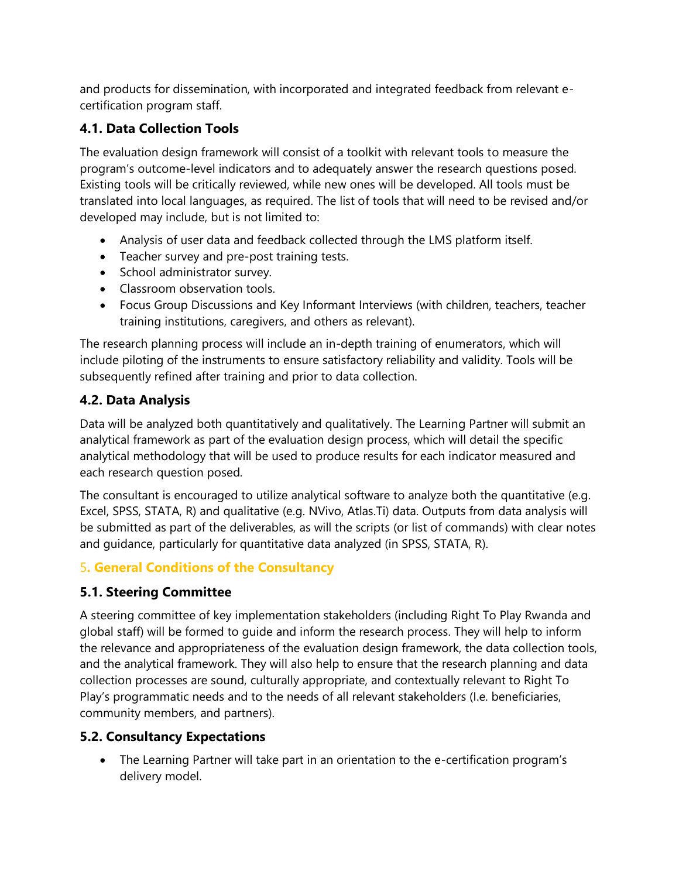and products for dissemination, with incorporated and integrated feedback from relevant e-certification program staff.

### 4.1. Data Collection Tools

The evaluation design framework will consist of a toolkit with relevant tools to measure the program's outcome-level indicators and to adequately answer the research questions posed. Existing tools will be critically reviewed, while new ones will be developed. All tools must be translated into local languages, as required. The list of tools that will need to be revised and/or developed may include, but is not limited to:

- Analysis of user data and feedback collected through the LMS platform itself.
- Teacher survey and pre-post training tests.
- School administrator survey.
- Classroom observation tools.
- Focus Group Discussions and Key Informant Interviews (with children, teachers, teacher training institutions, caregivers, and others as relevant).

The research planning process will include an in-depth training of enumerators, which will include piloting of the instruments to ensure satisfactory reliability and validity. Tools will be subsequently refined after training and prior to data collection.

### 4.2. Data Analysis

Data will be analyzed both quantitatively and qualitatively. The Learning Partner will submit an analytical framework as part of the evaluation design process, which will detail the specific analytical methodology that will be used to produce results for each indicator measured and each research question posed.

The consultant is encouraged to utilize analytical software to analyze both the quantitative (e.g. Excel, SPSS, STATA, R) and qualitative (e.g. NVivo, Atlas.Ti) data. Outputs from data analysis will be submitted as part of the deliverables, as will the scripts (or list of commands) with clear notes and guidance, particularly for quantitative data analyzed (in SPSS, STATA, R).

## 5. General Conditions of the Consultancy

### 5.1. Steering Committee

A steering committee of key implementation stakeholders (including Right To Play Rwanda and global staff) will be formed to guide and inform the research process. They will help to inform the relevance and appropriateness of the evaluation design framework, the data collection tools, and the analytical framework. They will also help to ensure that the research planning and data collection processes are sound, culturally appropriate, and contextually relevant to Right To Play's programmatic needs and to the needs of all relevant stakeholders (I.e. beneficiaries, community members, and partners).

### 5.2. Consultancy Expectations

- The Learning Partner will take part in an orientation to the e-certification program's delivery model.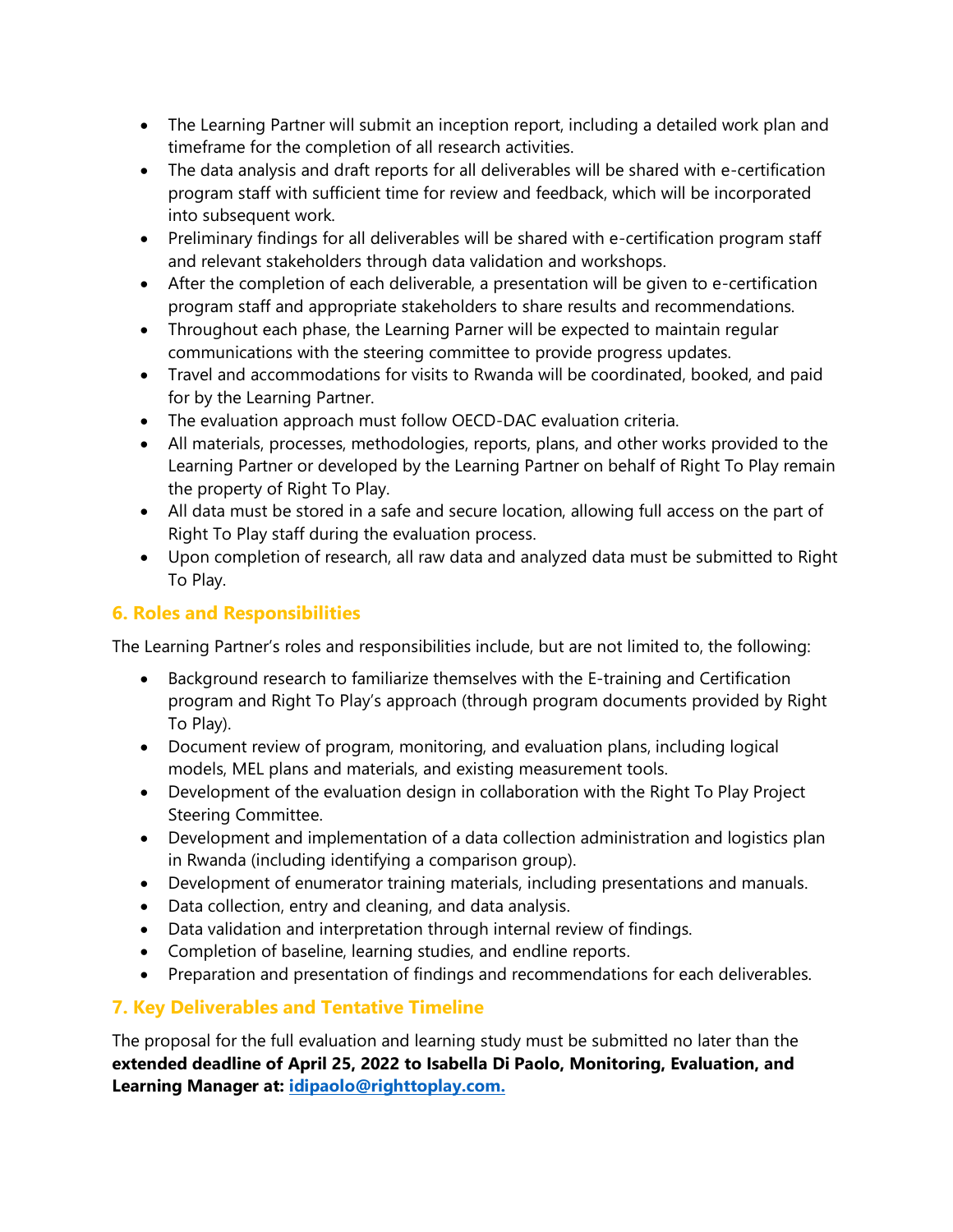- The Learning Partner will submit an inception report, including a detailed work plan and timeframe for the completion of all research activities.
- The data analysis and draft reports for all deliverables will be shared with e-certification program staff with sufficient time for review and feedback, which will be incorporated into subsequent work.
- Preliminary findings for all deliverables will be shared with e-certification program staff and relevant stakeholders through data validation and workshops.
- After the completion of each deliverable, a presentation will be given to e-certification program staff and appropriate stakeholders to share results and recommendations.
- Throughout each phase, the Learning Parner will be expected to maintain regular communications with the steering committee to provide progress updates.
- Travel and accommodations for visits to Rwanda will be coordinated, booked, and paid for by the Learning Partner.
- The evaluation approach must follow OECD-DAC evaluation criteria.
- All materials, processes, methodologies, reports, plans, and other works provided to the Learning Partner or developed by the Learning Partner on behalf of Right To Play remain the property of Right To Play.
- All data must be stored in a safe and secure location, allowing full access on the part of Right To Play staff during the evaluation process.
- Upon completion of research, all raw data and analyzed data must be submitted to Right To Play.

## 6. Roles and Responsibilities

The Learning Partner's roles and responsibilities include, but are not limited to, the following:

- Background research to familiarize themselves with the E-training and Certification program and Right To Play's approach (through program documents provided by Right To Play).
- Document review of program, monitoring, and evaluation plans, including logical models, MEL plans and materials, and existing measurement tools.
- Development of the evaluation design in collaboration with the Right To Play Project Steering Committee.
- Development and implementation of a data collection administration and logistics plan in Rwanda (including identifying a comparison group).
- Development of enumerator training materials, including presentations and manuals.
- Data collection, entry and cleaning, and data analysis.
- Data validation and interpretation through internal review of findings.
- Completion of baseline, learning studies, and endline reports.
- Preparation and presentation of findings and recommendations for each deliverables.

## 7. Key Deliverables and Tentative Timeline

The proposal for the full evaluation and learning study must be submitted no later than the **extended deadline of April 25, 2022 to Isabella Di Paolo, Monitoring, Evaluation, and Learning Manager at: [idipaolo@righttoplay.com.](mailto:idipaolo@righttoplay.com)**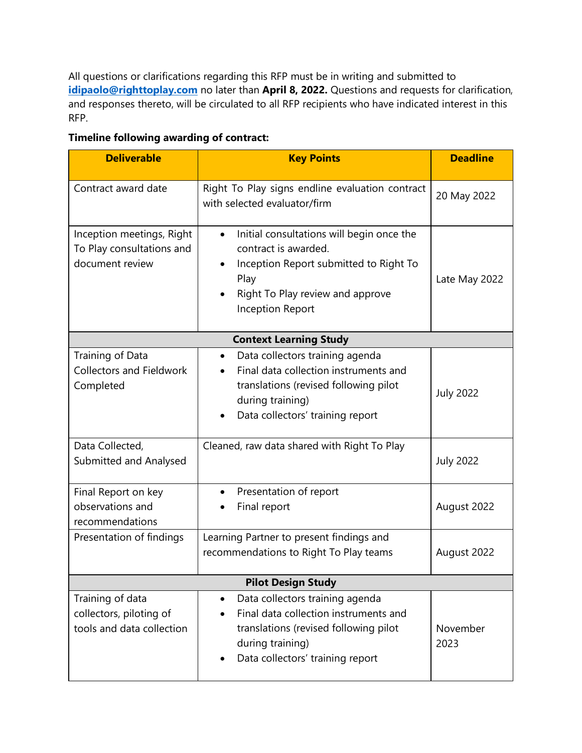All questions or clarifications regarding this RFP must be in writing and submitted to **idipaolo@righttoplay.com** no later than **April 8, 2022.** Questions and requests for clarification, and responses thereto, will be circulated to all RFP recipients who have indicated interest in this RFP.

**Timeline following awarding of contract:**

| Deliverable | Key Points | Deadline |
|---|---|---|
| Contract award date | Right To Play signs endline evaluation contract with selected evaluator/firm | 20 May 2022 |
| Inception meetings, Right To Play consultations and document review | • Initial consultations will begin once the contract is awarded.<br>• Inception Report submitted to Right To Play<br>• Right To Play review and approve Inception Report | Late May 2022 |
| **Context Learning Study** | | |
| Training of Data Collectors and Fieldwork Completed | • Data collectors training agenda<br>• Final data collection instruments and translations (revised following pilot during training)<br>• Data collectors' training report | July 2022 |
| Data Collected, Submitted and Analysed | Cleaned, raw data shared with Right To Play | July 2022 |
| Final Report on key observations and recommendations | • Presentation of report<br>• Final report | August 2022 |
| Presentation of findings | Learning Partner to present findings and recommendations to Right To Play teams | August 2022 |
| **Pilot Design Study** | | |
| Training of data collectors, piloting of tools and data collection | • Data collectors training agenda<br>• Final data collection instruments and translations (revised following pilot during training)<br>• Data collectors' training report | November 2023 |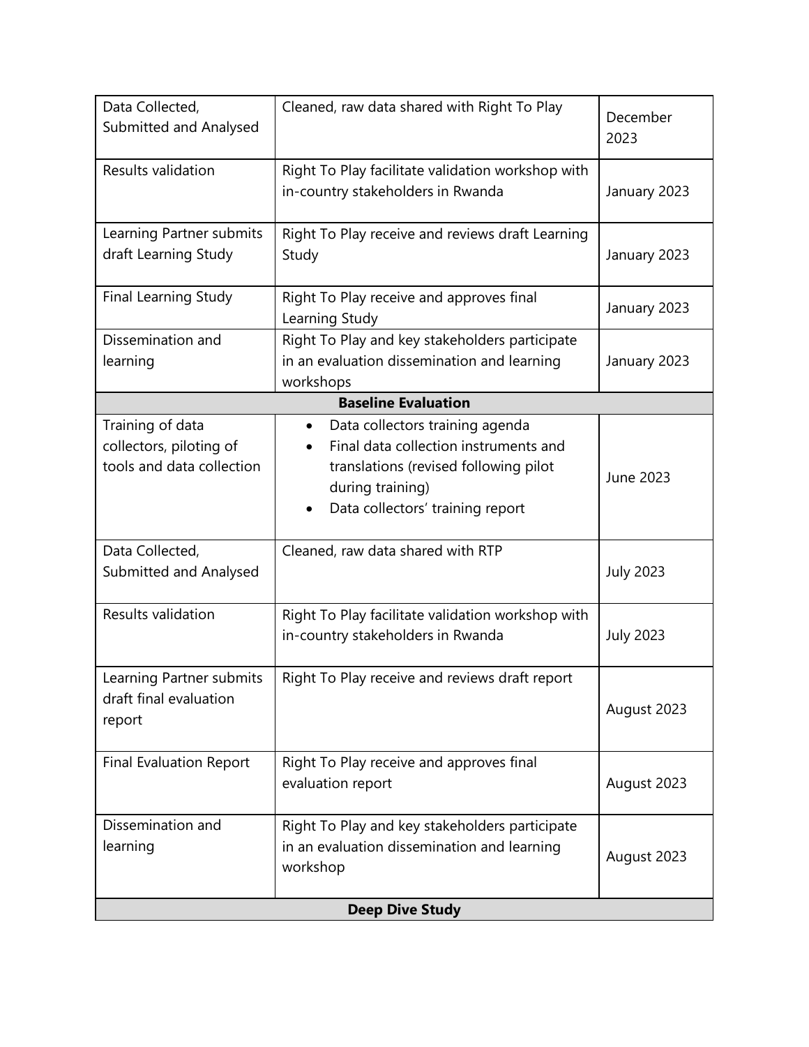| | | |
|---|---|---|
| Data Collected, Submitted and Analysed | Cleaned, raw data shared with Right To Play | December 2023 |
| Results validation | Right To Play facilitate validation workshop with in-country stakeholders in Rwanda | January 2023 |
| Learning Partner submits draft Learning Study | Right To Play receive and reviews draft Learning Study | January 2023 |
| Final Learning Study | Right To Play receive and approves final Learning Study | January 2023 |
| Dissemination and learning | Right To Play and key stakeholders participate in an evaluation dissemination and learning workshops | January 2023 |
| **Baseline Evaluation** | | |
| Training of data collectors, piloting of tools and data collection | • Data collectors training agenda<br>• Final data collection instruments and translations (revised following pilot during training)<br>• Data collectors' training report | June 2023 |
| Data Collected, Submitted and Analysed | Cleaned, raw data shared with RTP | July 2023 |
| Results validation | Right To Play facilitate validation workshop with in-country stakeholders in Rwanda | July 2023 |
| Learning Partner submits draft final evaluation report | Right To Play receive and reviews draft report | August 2023 |
| Final Evaluation Report | Right To Play receive and approves final evaluation report | August 2023 |
| Dissemination and learning | Right To Play and key stakeholders participate in an evaluation dissemination and learning workshop | August 2023 |
| **Deep Dive Study** | | |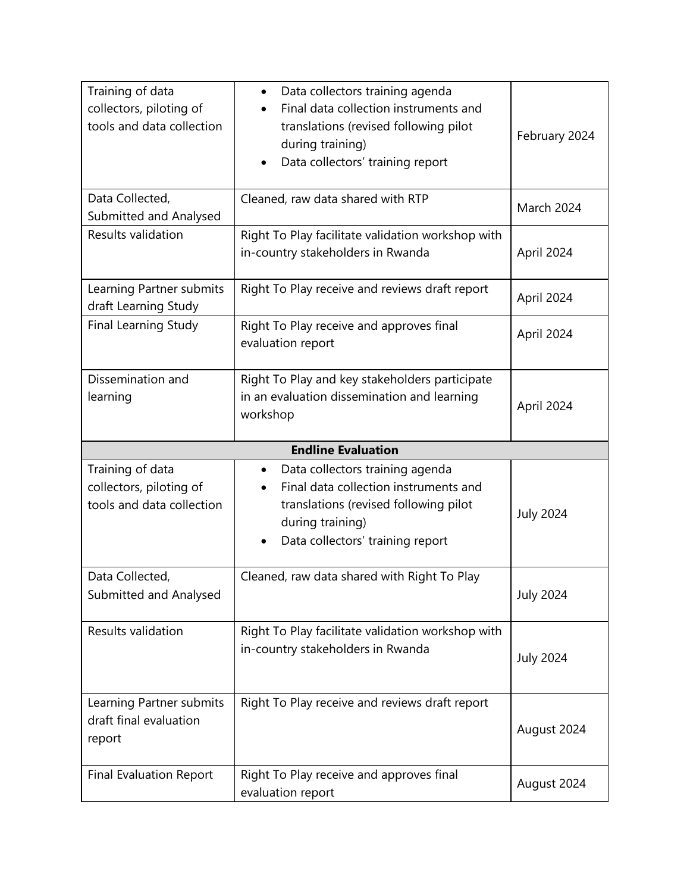| | | |
|---|---|---|
| Training of data collectors, piloting of tools and data collection | • Data collectors training agenda<br>• Final data collection instruments and translations (revised following pilot during training)<br>• Data collectors' training report | February 2024 |
| Data Collected, Submitted and Analysed | Cleaned, raw data shared with RTP | March 2024 |
| Results validation | Right To Play facilitate validation workshop with in-country stakeholders in Rwanda | April 2024 |
| Learning Partner submits draft Learning Study | Right To Play receive and reviews draft report | April 2024 |
| Final Learning Study | Right To Play receive and approves final evaluation report | April 2024 |
| Dissemination and learning | Right To Play and key stakeholders participate in an evaluation dissemination and learning workshop | April 2024 |
| **Endline Evaluation** | | |
| Training of data collectors, piloting of tools and data collection | • Data collectors training agenda<br>• Final data collection instruments and translations (revised following pilot during training)<br>• Data collectors' training report | July 2024 |
| Data Collected, Submitted and Analysed | Cleaned, raw data shared with Right To Play | July 2024 |
| Results validation | Right To Play facilitate validation workshop with in-country stakeholders in Rwanda | July 2024 |
| Learning Partner submits draft final evaluation report | Right To Play receive and reviews draft report | August 2024 |
| Final Evaluation Report | Right To Play receive and approves final evaluation report | August 2024 |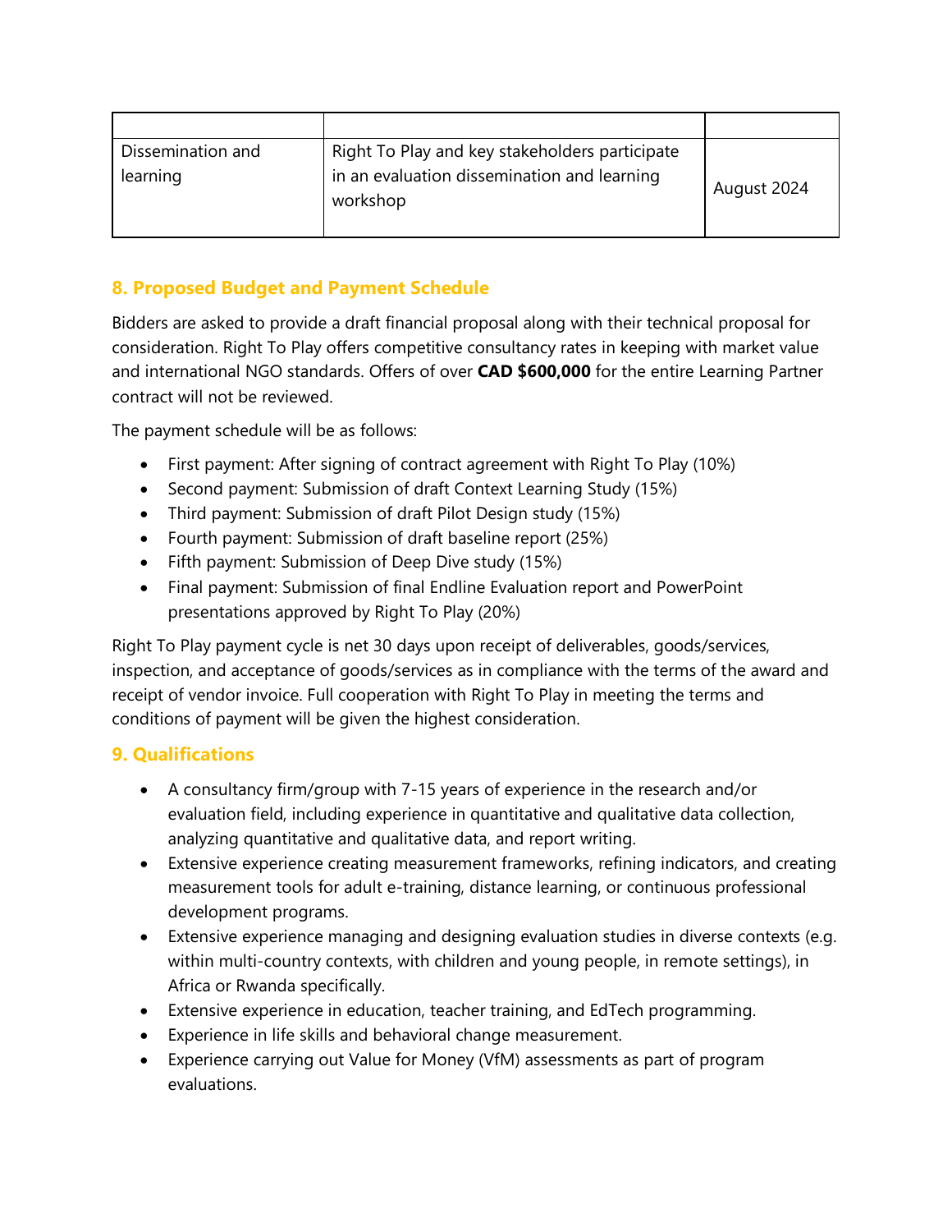| | | |
|---|---|---|
| Dissemination and learning | Right To Play and key stakeholders participate in an evaluation dissemination and learning workshop | August 2024 |

## 8. Proposed Budget and Payment Schedule

Bidders are asked to provide a draft financial proposal along with their technical proposal for consideration. Right To Play offers competitive consultancy rates in keeping with market value and international NGO standards. Offers of over **CAD $600,000** for the entire Learning Partner contract will not be reviewed.

The payment schedule will be as follows:

- First payment: After signing of contract agreement with Right To Play (10%)
- Second payment: Submission of draft Context Learning Study (15%)
- Third payment: Submission of draft Pilot Design study (15%)
- Fourth payment: Submission of draft baseline report (25%)
- Fifth payment: Submission of Deep Dive study (15%)
- Final payment: Submission of final Endline Evaluation report and PowerPoint presentations approved by Right To Play (20%)

Right To Play payment cycle is net 30 days upon receipt of deliverables, goods/services, inspection, and acceptance of goods/services as in compliance with the terms of the award and receipt of vendor invoice. Full cooperation with Right To Play in meeting the terms and conditions of payment will be given the highest consideration.

## 9. Qualifications

- A consultancy firm/group with 7-15 years of experience in the research and/or evaluation field, including experience in quantitative and qualitative data collection, analyzing quantitative and qualitative data, and report writing.
- Extensive experience creating measurement frameworks, refining indicators, and creating measurement tools for adult e-training, distance learning, or continuous professional development programs.
- Extensive experience managing and designing evaluation studies in diverse contexts (e.g. within multi-country contexts, with children and young people, in remote settings), in Africa or Rwanda specifically.
- Extensive experience in education, teacher training, and EdTech programming.
- Experience in life skills and behavioral change measurement.
- Experience carrying out Value for Money (VfM) assessments as part of program evaluations.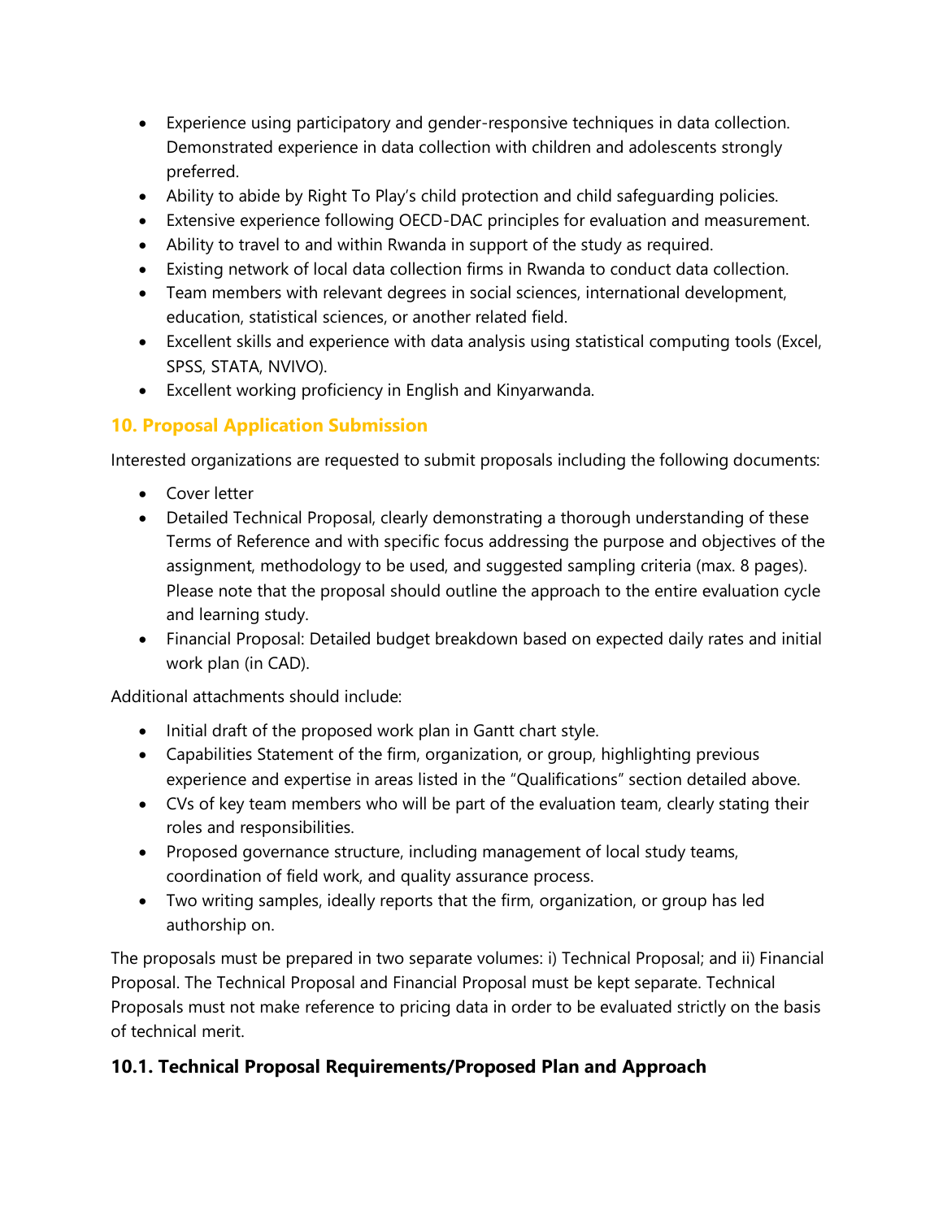- Experience using participatory and gender-responsive techniques in data collection. Demonstrated experience in data collection with children and adolescents strongly preferred.
- Ability to abide by Right To Play's child protection and child safeguarding policies.
- Extensive experience following OECD-DAC principles for evaluation and measurement.
- Ability to travel to and within Rwanda in support of the study as required.
- Existing network of local data collection firms in Rwanda to conduct data collection.
- Team members with relevant degrees in social sciences, international development, education, statistical sciences, or another related field.
- Excellent skills and experience with data analysis using statistical computing tools (Excel, SPSS, STATA, NVIVO).
- Excellent working proficiency in English and Kinyarwanda.

## 10. Proposal Application Submission

Interested organizations are requested to submit proposals including the following documents:

- Cover letter
- Detailed Technical Proposal, clearly demonstrating a thorough understanding of these Terms of Reference and with specific focus addressing the purpose and objectives of the assignment, methodology to be used, and suggested sampling criteria (max. 8 pages). Please note that the proposal should outline the approach to the entire evaluation cycle and learning study.
- Financial Proposal: Detailed budget breakdown based on expected daily rates and initial work plan (in CAD).

Additional attachments should include:

- Initial draft of the proposed work plan in Gantt chart style.
- Capabilities Statement of the firm, organization, or group, highlighting previous experience and expertise in areas listed in the "Qualifications" section detailed above.
- CVs of key team members who will be part of the evaluation team, clearly stating their roles and responsibilities.
- Proposed governance structure, including management of local study teams, coordination of field work, and quality assurance process.
- Two writing samples, ideally reports that the firm, organization, or group has led authorship on.

The proposals must be prepared in two separate volumes: i) Technical Proposal; and ii) Financial Proposal. The Technical Proposal and Financial Proposal must be kept separate. Technical Proposals must not make reference to pricing data in order to be evaluated strictly on the basis of technical merit.

### 10.1. Technical Proposal Requirements/Proposed Plan and Approach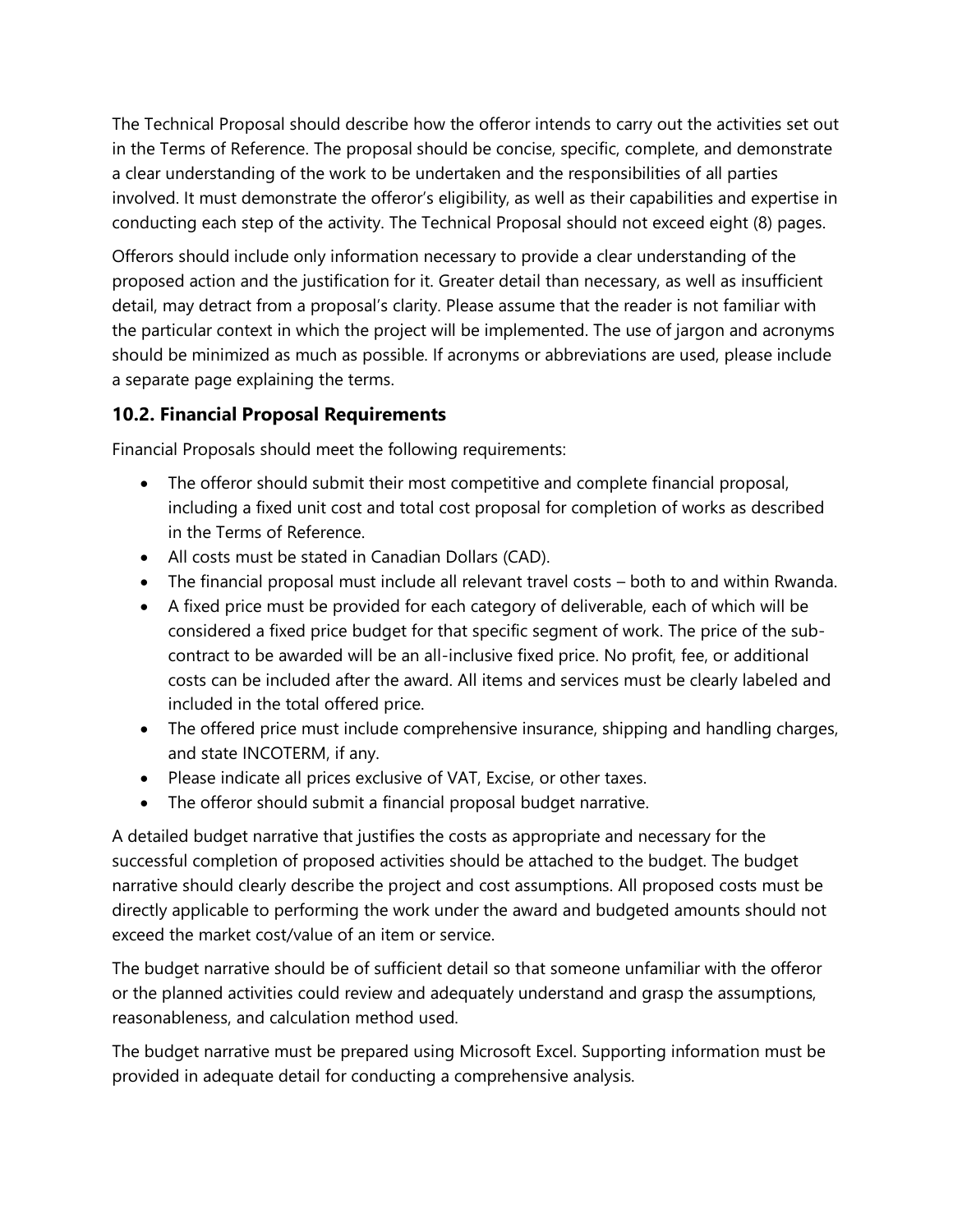The Technical Proposal should describe how the offeror intends to carry out the activities set out in the Terms of Reference. The proposal should be concise, specific, complete, and demonstrate a clear understanding of the work to be undertaken and the responsibilities of all parties involved. It must demonstrate the offeror's eligibility, as well as their capabilities and expertise in conducting each step of the activity. The Technical Proposal should not exceed eight (8) pages.

Offerors should include only information necessary to provide a clear understanding of the proposed action and the justification for it. Greater detail than necessary, as well as insufficient detail, may detract from a proposal's clarity. Please assume that the reader is not familiar with the particular context in which the project will be implemented. The use of jargon and acronyms should be minimized as much as possible. If acronyms or abbreviations are used, please include a separate page explaining the terms.

### 10.2. Financial Proposal Requirements

Financial Proposals should meet the following requirements:

- The offeror should submit their most competitive and complete financial proposal, including a fixed unit cost and total cost proposal for completion of works as described in the Terms of Reference.
- All costs must be stated in Canadian Dollars (CAD).
- The financial proposal must include all relevant travel costs – both to and within Rwanda.
- A fixed price must be provided for each category of deliverable, each of which will be considered a fixed price budget for that specific segment of work. The price of the sub-contract to be awarded will be an all-inclusive fixed price. No profit, fee, or additional costs can be included after the award. All items and services must be clearly labeled and included in the total offered price.
- The offered price must include comprehensive insurance, shipping and handling charges, and state INCOTERM, if any.
- Please indicate all prices exclusive of VAT, Excise, or other taxes.
- The offeror should submit a financial proposal budget narrative.

A detailed budget narrative that justifies the costs as appropriate and necessary for the successful completion of proposed activities should be attached to the budget. The budget narrative should clearly describe the project and cost assumptions. All proposed costs must be directly applicable to performing the work under the award and budgeted amounts should not exceed the market cost/value of an item or service.

The budget narrative should be of sufficient detail so that someone unfamiliar with the offeror or the planned activities could review and adequately understand and grasp the assumptions, reasonableness, and calculation method used.

The budget narrative must be prepared using Microsoft Excel. Supporting information must be provided in adequate detail for conducting a comprehensive analysis.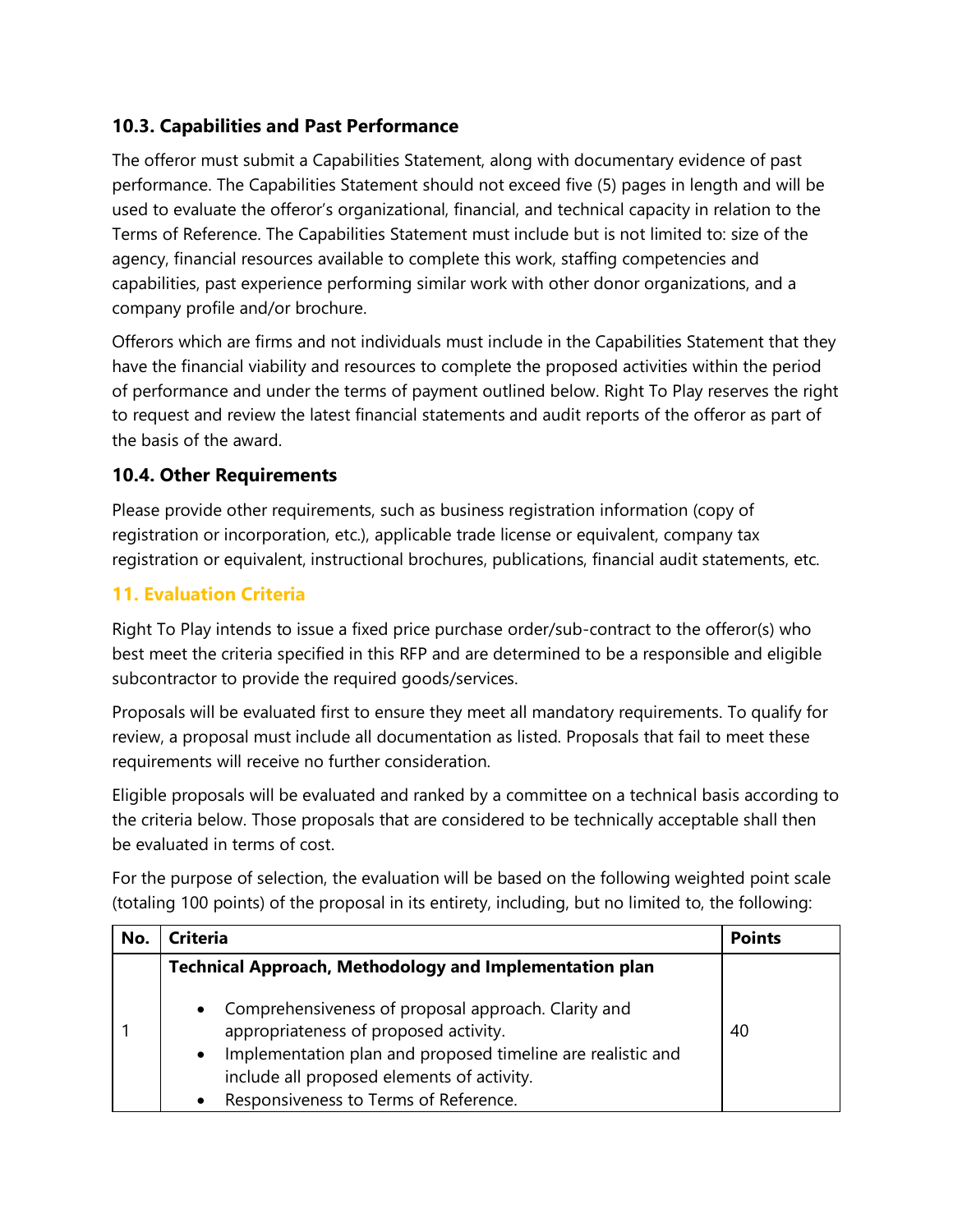### 10.3. Capabilities and Past Performance

The offeror must submit a Capabilities Statement, along with documentary evidence of past performance. The Capabilities Statement should not exceed five (5) pages in length and will be used to evaluate the offeror's organizational, financial, and technical capacity in relation to the Terms of Reference. The Capabilities Statement must include but is not limited to: size of the agency, financial resources available to complete this work, staffing competencies and capabilities, past experience performing similar work with other donor organizations, and a company profile and/or brochure.

Offerors which are firms and not individuals must include in the Capabilities Statement that they have the financial viability and resources to complete the proposed activities within the period of performance and under the terms of payment outlined below. Right To Play reserves the right to request and review the latest financial statements and audit reports of the offeror as part of the basis of the award.

### 10.4. Other Requirements

Please provide other requirements, such as business registration information (copy of registration or incorporation, etc.), applicable trade license or equivalent, company tax registration or equivalent, instructional brochures, publications, financial audit statements, etc.

## 11. Evaluation Criteria

Right To Play intends to issue a fixed price purchase order/sub-contract to the offeror(s) who best meet the criteria specified in this RFP and are determined to be a responsible and eligible subcontractor to provide the required goods/services.

Proposals will be evaluated first to ensure they meet all mandatory requirements. To qualify for review, a proposal must include all documentation as listed. Proposals that fail to meet these requirements will receive no further consideration.

Eligible proposals will be evaluated and ranked by a committee on a technical basis according to the criteria below. Those proposals that are considered to be technically acceptable shall then be evaluated in terms of cost.

For the purpose of selection, the evaluation will be based on the following weighted point scale (totaling 100 points) of the proposal in its entirety, including, but no limited to, the following:

| No. | Criteria | Points |
|---|---|---|
| 1 | **Technical Approach, Methodology and Implementation plan**<br>• Comprehensiveness of proposal approach. Clarity and appropriateness of proposed activity.<br>• Implementation plan and proposed timeline are realistic and include all proposed elements of activity.<br>• Responsiveness to Terms of Reference. | 40 |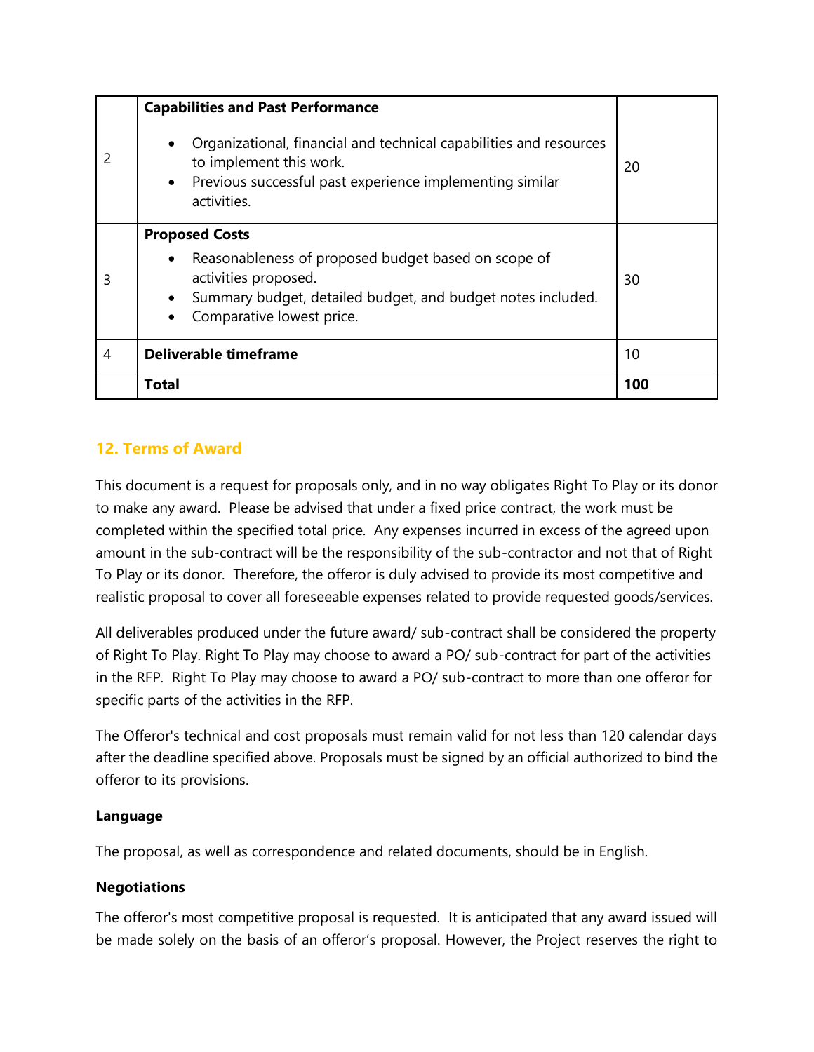| | | |
|---|---|---|
| 2 | **Capabilities and Past Performance**<br>• Organizational, financial and technical capabilities and resources to implement this work.<br>• Previous successful past experience implementing similar activities. | 20 |
| 3 | **Proposed Costs**<br>• Reasonableness of proposed budget based on scope of activities proposed.<br>• Summary budget, detailed budget, and budget notes included.<br>• Comparative lowest price. | 30 |
| 4 | **Deliverable timeframe** | 10 |
| | **Total** | **100** |

## 12. Terms of Award

This document is a request for proposals only, and in no way obligates Right To Play or its donor to make any award. Please be advised that under a fixed price contract, the work must be completed within the specified total price. Any expenses incurred in excess of the agreed upon amount in the sub-contract will be the responsibility of the sub-contractor and not that of Right To Play or its donor. Therefore, the offeror is duly advised to provide its most competitive and realistic proposal to cover all foreseeable expenses related to provide requested goods/services.

All deliverables produced under the future award/ sub-contract shall be considered the property of Right To Play. Right To Play may choose to award a PO/ sub-contract for part of the activities in the RFP. Right To Play may choose to award a PO/ sub-contract to more than one offeror for specific parts of the activities in the RFP.

The Offeror's technical and cost proposals must remain valid for not less than 120 calendar days after the deadline specified above. Proposals must be signed by an official authorized to bind the offeror to its provisions.

**Language**

The proposal, as well as correspondence and related documents, should be in English.

**Negotiations**

The offeror's most competitive proposal is requested. It is anticipated that any award issued will be made solely on the basis of an offeror's proposal. However, the Project reserves the right to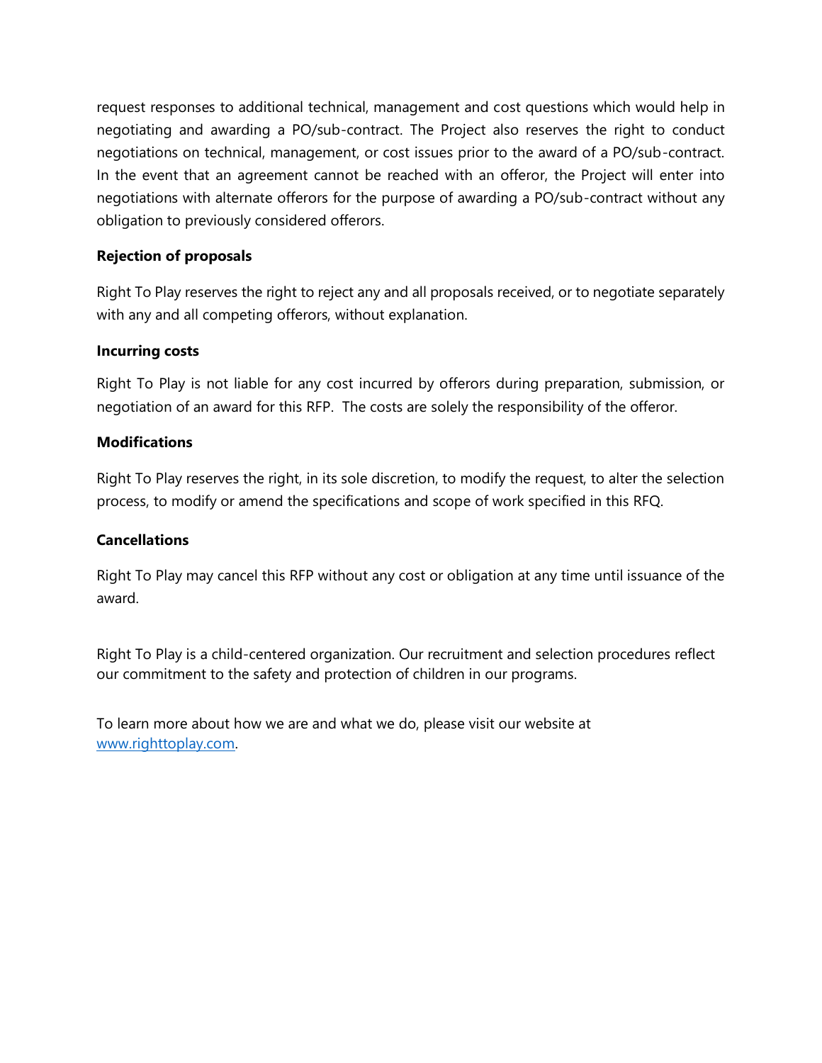request responses to additional technical, management and cost questions which would help in negotiating and awarding a PO/sub-contract. The Project also reserves the right to conduct negotiations on technical, management, or cost issues prior to the award of a PO/sub-contract. In the event that an agreement cannot be reached with an offeror, the Project will enter into negotiations with alternate offerors for the purpose of awarding a PO/sub-contract without any obligation to previously considered offerors.

**Rejection of proposals**

Right To Play reserves the right to reject any and all proposals received, or to negotiate separately with any and all competing offerors, without explanation.

**Incurring costs**

Right To Play is not liable for any cost incurred by offerors during preparation, submission, or negotiation of an award for this RFP. The costs are solely the responsibility of the offeror.

**Modifications**

Right To Play reserves the right, in its sole discretion, to modify the request, to alter the selection process, to modify or amend the specifications and scope of work specified in this RFQ.

**Cancellations**

Right To Play may cancel this RFP without any cost or obligation at any time until issuance of the award.

Right To Play is a child-centered organization. Our recruitment and selection procedures reflect our commitment to the safety and protection of children in our programs.

To learn more about how we are and what we do, please visit our website at [www.righttoplay.com](www.righttoplay.com).